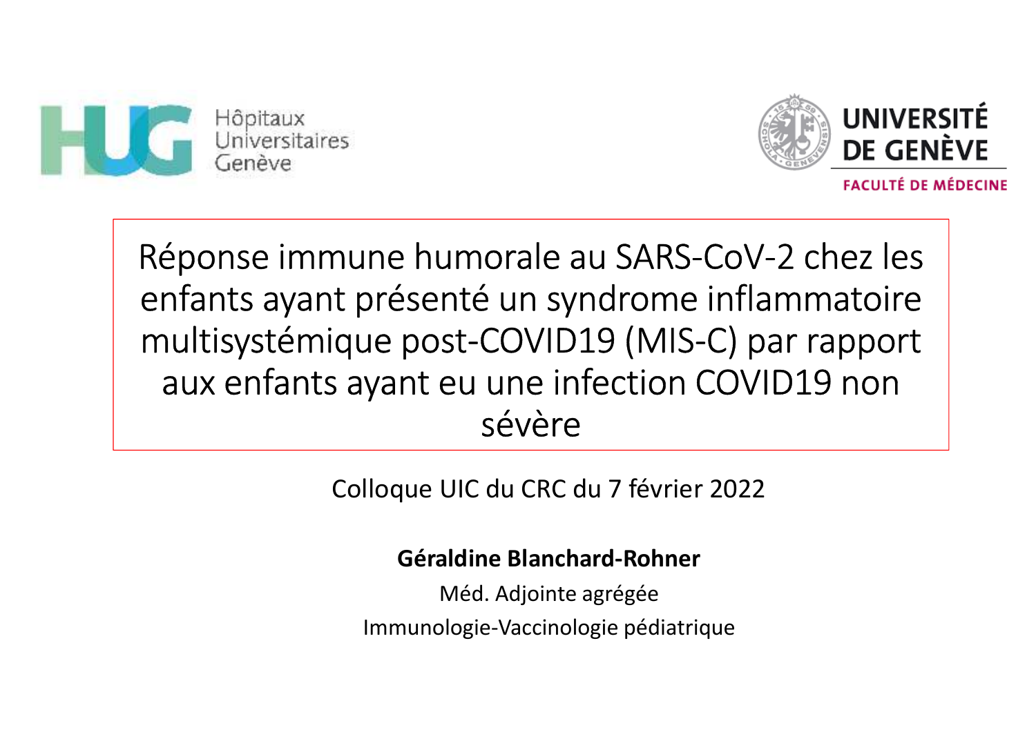Hôpitaux Universitaires Genève

UNIVERSITÉ DE GENÈVE

FACULTÉ DE MÉDECINE

# Réponse immune humorale au SARS-CoV-2 chez les enfants ayant présenté un syndrome inflammatoire multisystémique post-COVID19 (MIS-C) par rapport aux enfants ayant eu une infection COVID19 non sévère

Colloque UIC du CRC du 7 février 2022

**Géraldine Blanchard-Rohner**

Méd. Adjointe agrégée

Immunologie-Vaccinologie pédiatrique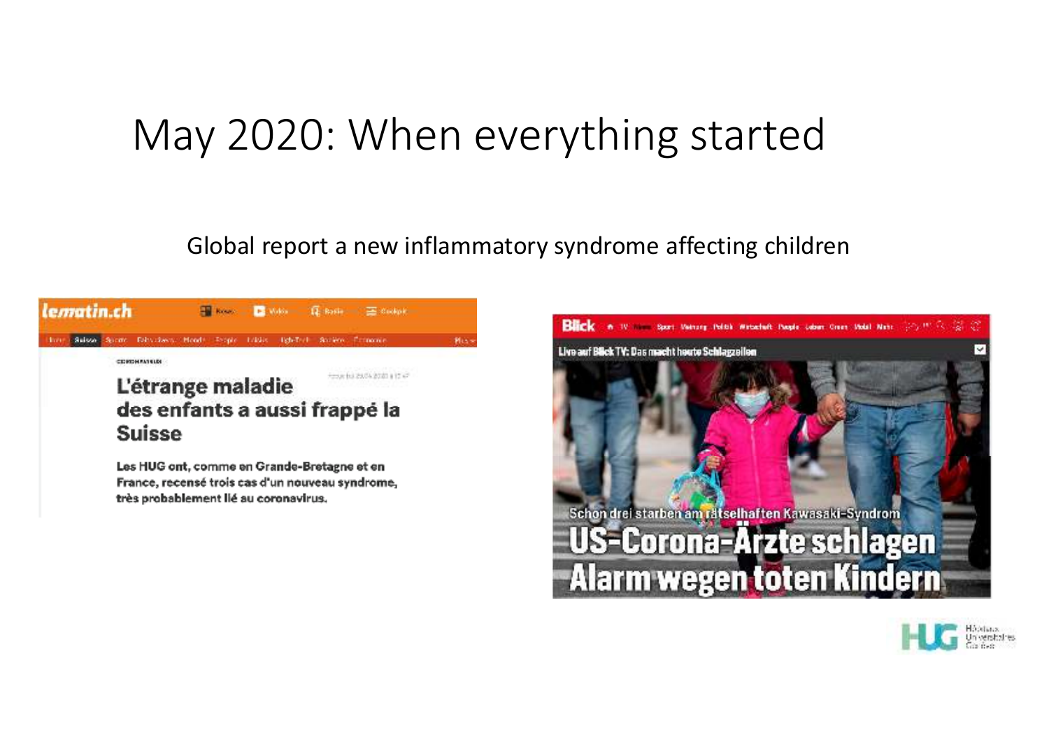# May 2020: When everything started

Global report a new inflammatory syndrome affecting children

L'étrange maladie des enfants a aussi frappé la Suisse

Les HUG ont, comme en Grande-Bretagne et en France, recensé trois cas d'un nouveau syndrome, très probablement lié au coronavirus.

Schon drei starben am rätselhaften Kawasaki-Syndrom

US-Corona-Ärzte schlagen Alarm wegen toten Kindern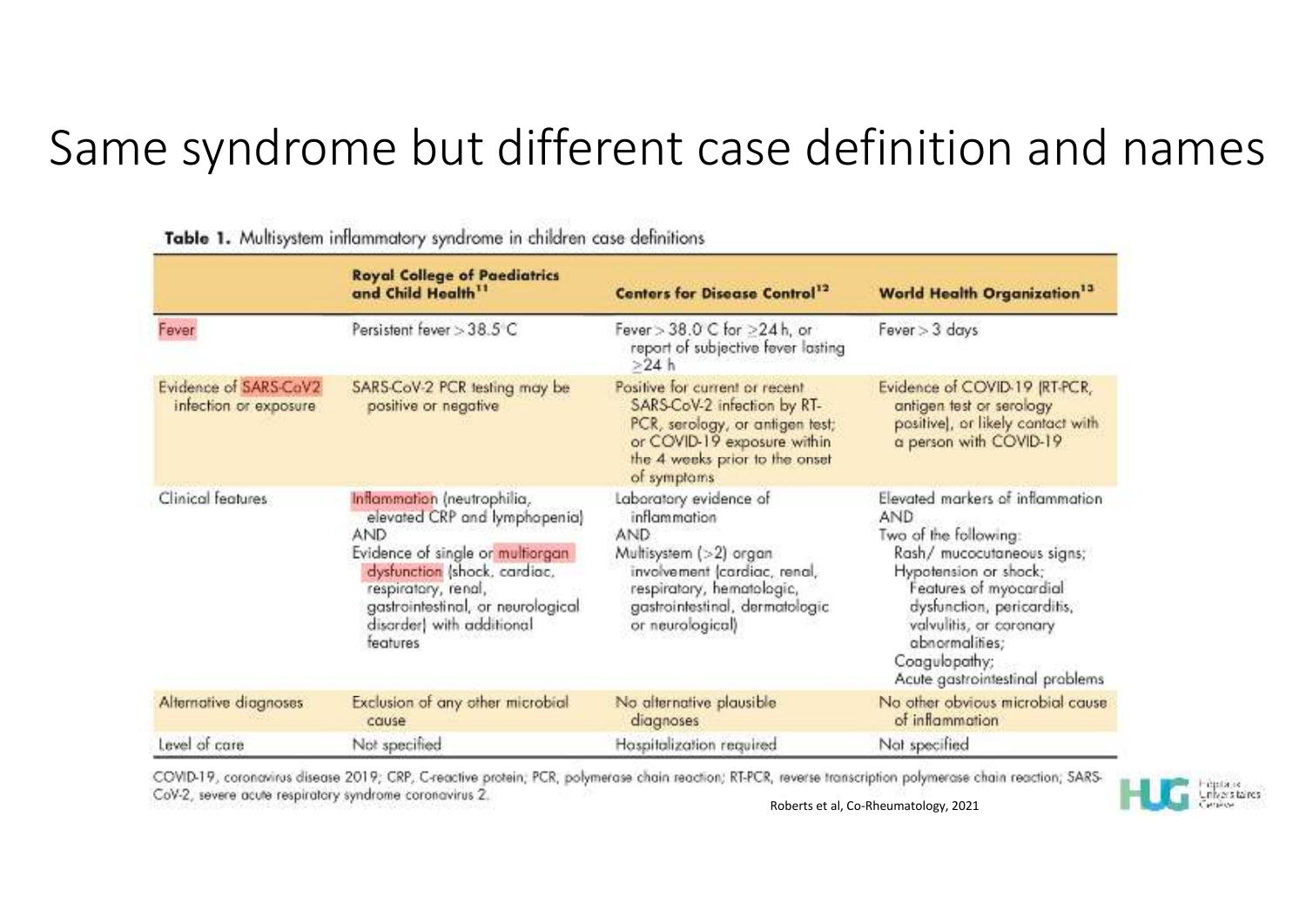# Same syndrome but different case definition and names

**Table 1.** Multisystem inflammatory syndrome in children case definitions

| | **Royal College of Paediatrics and Child Health[11]** | **Centers for Disease Control[12]** | **World Health Organization[13]** |
|---|---|---|---|
| Fever | Persistent fever > 38.5°C | Fever > 38.0°C for ≥24 h, or report of subjective fever lasting ≥24 h | Fever > 3 days |
| Evidence of SARS-CoV2 infection or exposure | SARS-CoV-2 PCR testing may be positive or negative | Positive for current or recent SARS-CoV-2 infection by RT-PCR, serology, or antigen test; or COVID-19 exposure within the 4 weeks prior to the onset of symptoms | Evidence of COVID-19 (RT-PCR, antigen test or serology positive), or likely contact with a person with COVID-19 |
| Clinical features | Inflammation (neutrophilia, elevated CRP and lymphopenia) AND Evidence of single or multiorgan dysfunction (shock, cardiac, respiratory, renal, gastrointestinal, or neurological disorder) with additional features | Laboratory evidence of inflammation AND Multisystem (>2) organ involvement (cardiac, renal, respiratory, hematologic, gastrointestinal, dermatologic or neurological) | Elevated markers of inflammation AND Two of the following: Rash/ mucocutaneous signs; Hypotension or shock; Features of myocardial dysfunction, pericarditis, valvulitis, or coronary abnormalities; Coagulopathy; Acute gastrointestinal problems |
| Alternative diagnoses | Exclusion of any other microbial cause | No alternative plausible diagnoses | No other obvious microbial cause of inflammation |
| Level of care | Not specified | Hospitalization required | Not specified |

COVID-19, coronavirus disease 2019; CRP, C-reactive protein; PCR, polymerase chain reaction; RT-PCR, reverse transcription polymerase chain reaction; SARS-CoV-2, severe acute respiratory syndrome coronavirus 2.

Roberts et al, Co-Rheumatology, 2021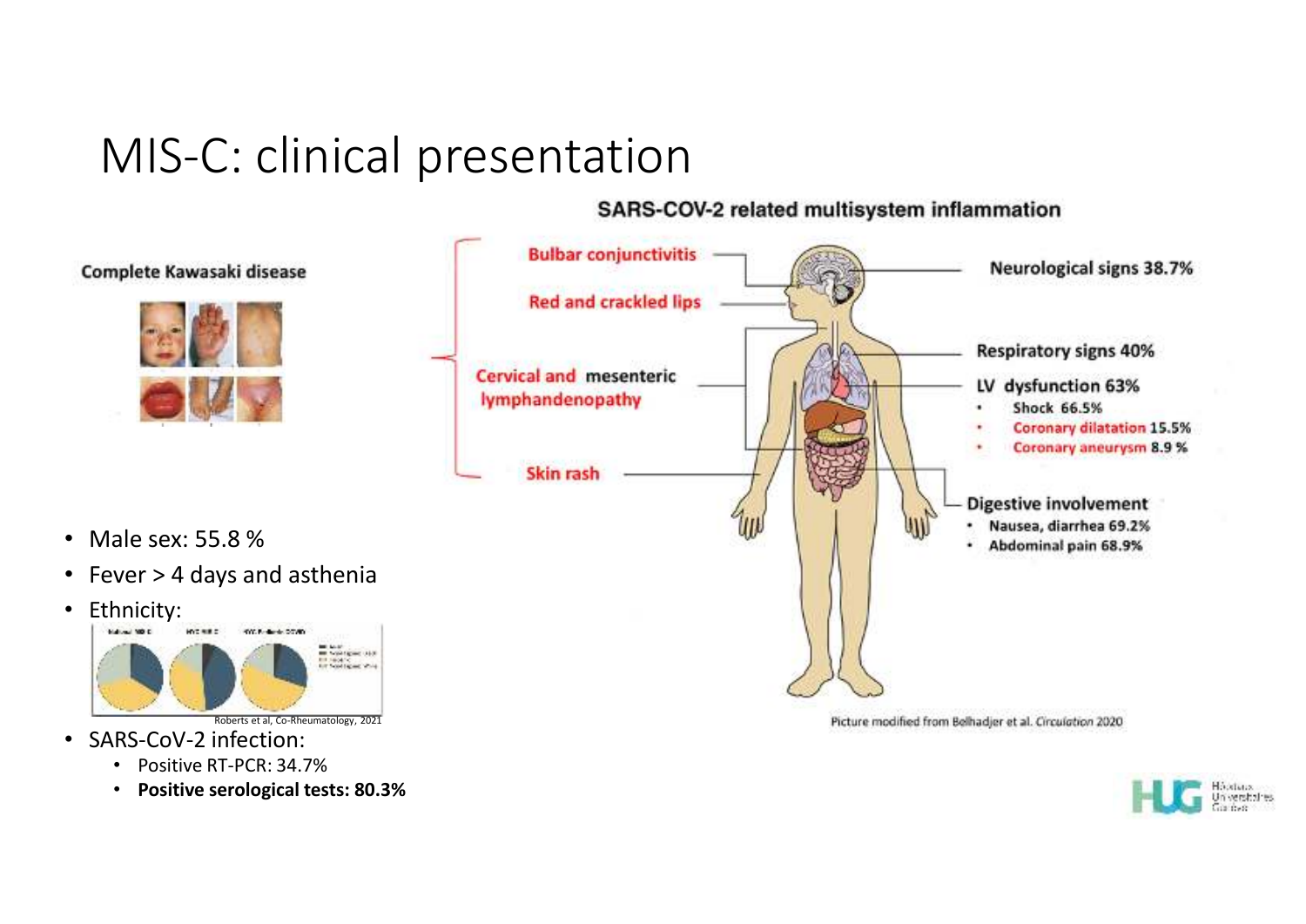# MIS-C: clinical presentation

Complete Kawasaki disease

- Male sex: 55.8 %
- Fever > 4 days and asthenia
- Ethnicity:

Roberts et al, Co-Rheumatology, 2021

- SARS-CoV-2 infection:
  - Positive RT-PCR: 34.7%
  - **Positive serological tests: 80.3%**

**SARS-COV-2 related multisystem inflammation**

- Bulbar conjunctivitis
- Red and crackled lips
- Cervical and mesenteric lymphandenopathy
- Skin rash

- Neurological signs 38.7%
- Respiratory signs 40%
- LV dysfunction 63%
  - Shock 66.5%
  - Coronary dilatation 15.5%
  - Coronary aneurysm 8.9 %
- Digestive involvement
  - Nausea, diarrhea 69.2%
  - Abdominal pain 68.9%

Picture modified from Belhadjer et al. *Circulation* 2020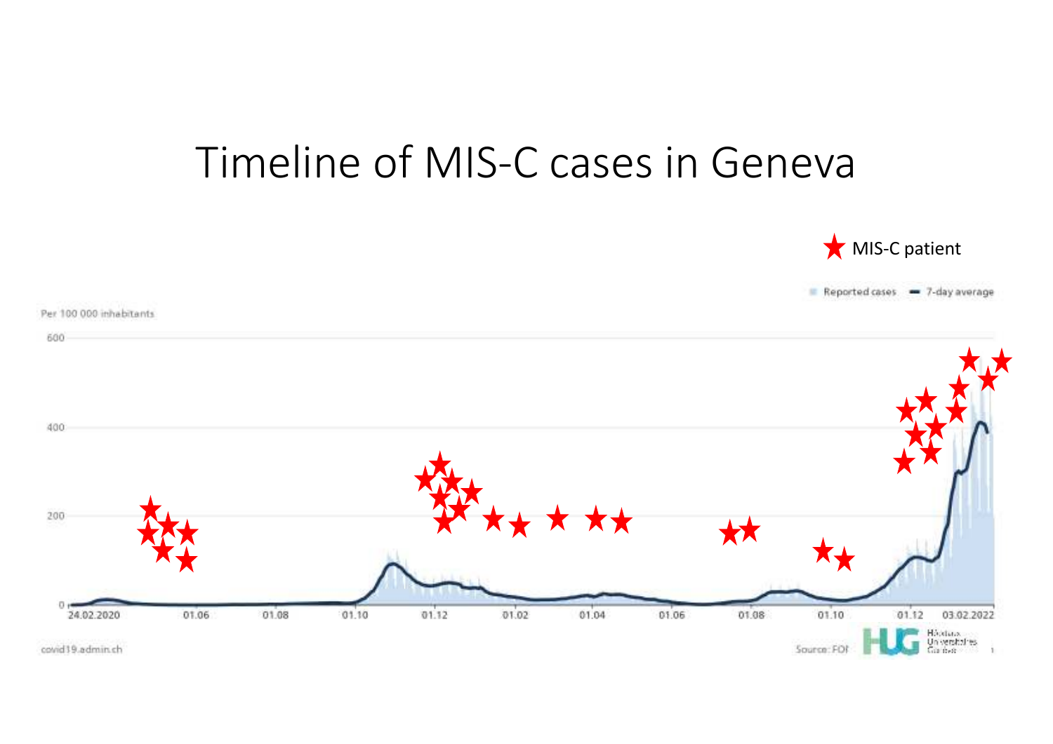# Timeline of MIS-C cases in Geneva

★ MIS-C patient

Reported cases — 7-day average

Per 100 000 inhabitants

600

400

200

0

24.02.2020 01.06 01.08 01.10 01.12 01.02 01.04 01.06 01.08 01.10 01.12 03.02.2022

covid19.admin.ch

Source: FOPH

HUG Hôpitaux Universitaires Genève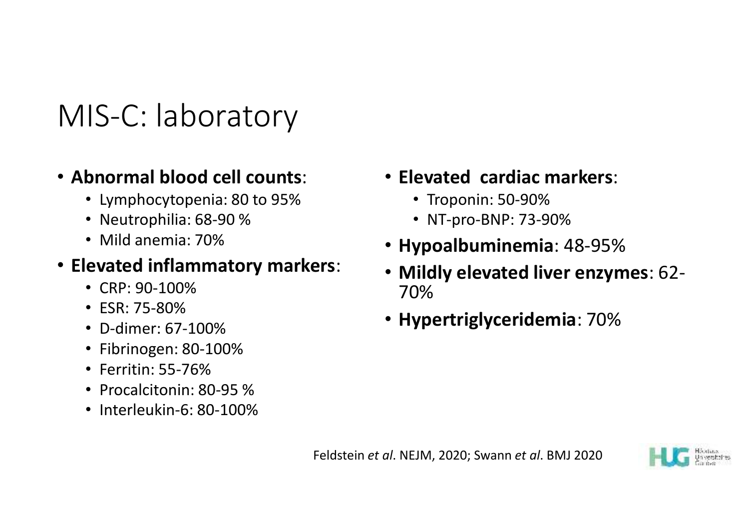# MIS-C: laboratory

- **Abnormal blood cell counts**:
  - Lymphocytopenia: 80 to 95%
  - Neutrophilia: 68-90 %
  - Mild anemia: 70%
- **Elevated inflammatory markers**:
  - CRP: 90-100%
  - ESR: 75-80%
  - D-dimer: 67-100%
  - Fibrinogen: 80-100%
  - Ferritin: 55-76%
  - Procalcitonin: 80-95 %
  - Interleukin-6: 80-100%
- **Elevated cardiac markers**:
  - Troponin: 50-90%
  - NT-pro-BNP: 73-90%
- **Hypoalbuminemia**: 48-95%
- **Mildly elevated liver enzymes**: 62-70%
- **Hypertriglyceridemia**: 70%

Feldstein *et al*. NEJM, 2020; Swann *et al*. BMJ 2020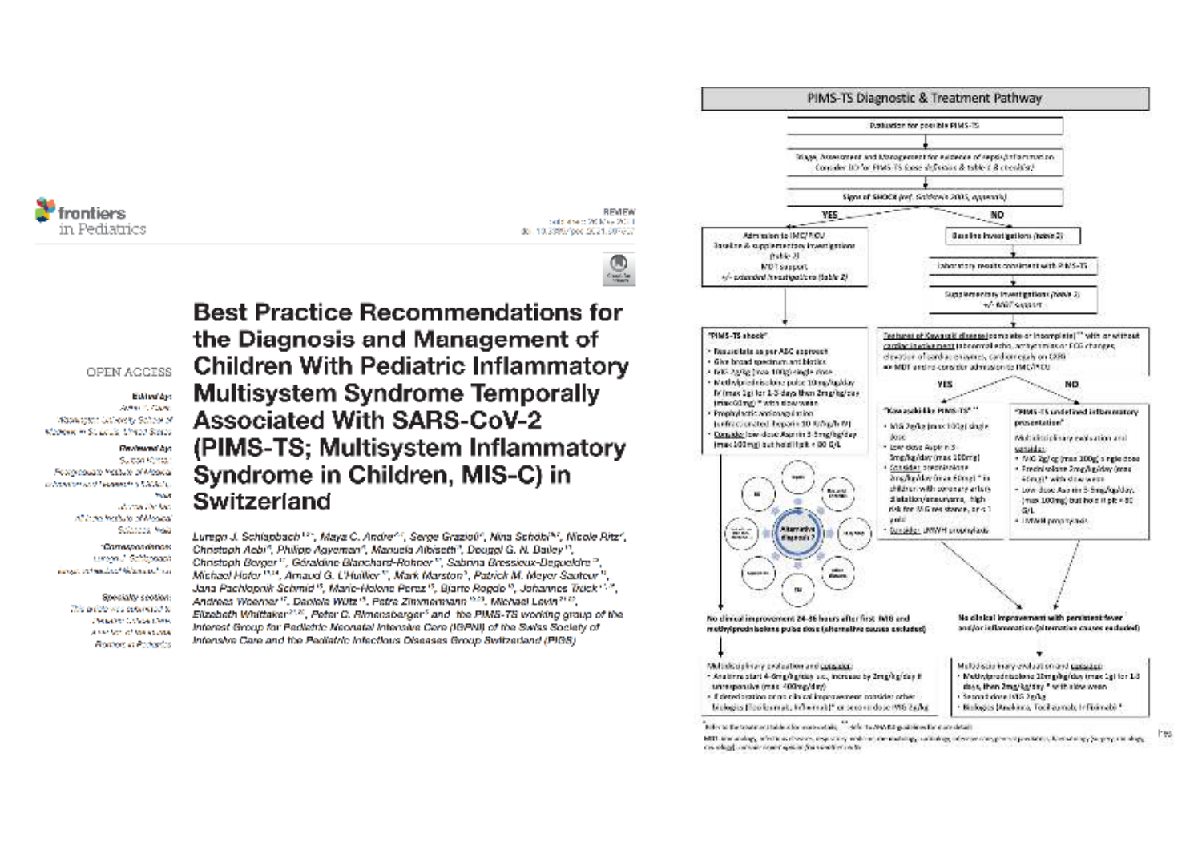frontiers in Pediatrics

REVIEW

OPEN ACCESS

# Best Practice Recommendations for the Diagnosis and Management of Children With Pediatric Inflammatory Multisystem Syndrome Temporally Associated With SARS-CoV-2 (PIMS-TS; Multisystem Inflammatory Syndrome in Children, MIS-C) in Switzerland

Luregn J. Schlapbach, Maya C. Andre, Serge Grazioli, Nina Schöbi, Nicole Ritz, Christoph Aebi, Philipp Agyeman, Manuela Albisetti, Douggl G. N. Bailey, Christoph Berger, Géraldine Blanchard-Rohner, Sabrina Bressieux-Degueldre, Michael Hofer, Arnaud G. L'Huillier, Mark Marston, Patrick M. Meyer Sauteur, Jana Pachlopnik Schmid, Marie-Helene Perez, Bjarte Rogdo, Johannes Trück, Andreas Woerner, Daniela Wütz, Petra Zimmermann, Michael Levin, Elizabeth Whittaker, Peter C. Rimensberger and the PIMS-TS working group of the Interest Group for Pediatric Neonatal Intensive Care (IGPNI) of the Swiss Society of Intensive Care and the Pediatric Infectious Diseases Group Switzerland (PIGS)

## PIMS-TS Diagnostic & Treatment Pathway

Evaluation for possible PIMS-TS

Triage, Assessment and Management for evidence of sepsis/inflammation. Consider ID for PIMS-TS (case definition & table 1 & checklist)

Signs of SHOCK (ref. Goldstein 2005, appendix)

**YES:** Admission to IMC/PICU. Baseline & supplementary investigations (table 2). MDT support. +/- extended investigations (table 2)

"PIMS-TS shock"
- Resuscitate as per ABC approach
- Give broad spectrum antibiotics
- IVIG 2g/kg (max 100g) single dose
- Methylprednisolone pulse 10mg/kg/day IV (max 1g) for 1-3 days then 2mg/kg/day (max 60mg) * with slow wean
- Prophylactic anticoagulation (unfractionated heparin 10 IU/kg/h IV)
- Consider low-dose Aspirin 3-5mg/kg/day (max 100mg) but hold if plt < 80 G/L

Alternative diagnosis

**NO:** Baseline investigations (table 2) → Laboratory results consistent with PIMS-TS → Supplementary investigations (table 2) +/- MDT support

Features of Kawasaki disease (complete or incomplete) with or without cardiac involvement (abnormal echo, arrhythmias or ECG changes, elevation of cardiac enzymes, cardiomegaly on CXR) => MDT and/or consider admission to IMC/PICU

**YES:** "Kawasaki-like PIMS-TS"
- IVIG 2g/kg (max 100g) single dose
- Low dose Aspirin 3-5mg/kg/day (max 100mg)
- Consider prednisolone 2mg/kg/day (max 60mg) * in children with coronary artery dilatation/aneurysms, high risk for IVIG resistance, or < 1 year
- Consider LMWH prophylaxis

**NO:** "PIMS-TS undefined inflammatory presentation"
Multidisciplinary evaluation and consider:
- IVIG 2g/kg (max 100g) single dose
- Prednisolone 2mg/kg/day (max 60mg) * with slow wean
- Low dose Aspirin 3-5mg/kg/day (max 100mg) but hold if plt < 80 G/L
- LMWH prophylaxis

No clinical improvement 24-36 hours after first IVIG and methylprednisolone pulse dose (alternative causes excluded)

Multidisciplinary evaluation and consider:
- Anakinra start 4-6mg/kg/day s.c., increase by 2mg/kg/day if unresponsive (max 400mg/day)
- If deterioration or no clinical improvement consider other biologics (Tocilizumab, Infliximab) or second dose IVIG 2g/kg

No clinical improvement with persistent fever and/or inflammation (alternative causes excluded)

Multidisciplinary evaluation and consider:
- Methylprednisolone 10mg/kg/day (max 1g) for 1-3 days, then 2mg/kg/day * with slow wean
- Second dose IVIG 2g/kg
- Biologics (Anakinra, Tocilizumab, Infliximab) *

* Refer to the treatment table for more details, ** refer to AHA/ESC guidelines for more details

MDT: immunology, infectious diseases, respiratory medicine, rheumatology, cardiology, intensive care, general paediatrics, haematology, surgery, radiology, neurology, ...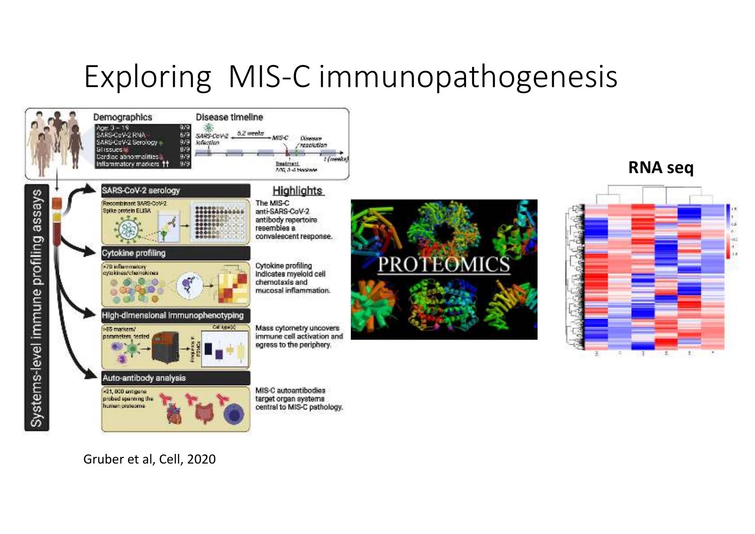# Exploring MIS-C immunopathogenesis

Demographics

- Age 3 – 19 9/9
- SARS-CoV-2 RNA 6/9
- SARS-CoV-2 Serology 9/9
- GI issues 8/9
- Cardiac abnormalities 9/9
- Inflammatory markers 9/9

Disease timeline

SARS-CoV-2 infection — 5.2 weeks — MIS-C — Disease resolution

Treatment IVIG, IL-6 blockade

Systems-level immune profiling assays

**SARS-CoV-2 serology**

Recombinant SARS-CoV-2 Spike protein ELISA

**Cytokine profiling**

>70 inflammatory cytokines/chemokines

**High-dimensional immunophenotyping**

>85 markers/ parameters tested

**Auto-antibody analysis**

>21,000 antigens probed spanning the human proteome

**Highlights**

The MIS-C anti-SARS-CoV-2 antibody repertoire resembles a convalescent response.

Cytokine profiling indicates myeloid cell chemotaxis and mucosal inflammation.

Mass cytometry uncovers immune cell activation and egress to the periphery.

MIS-C autoantibodies target organ systems central to MIS-C pathology.

PROTEOMICS

**RNA seq**

Gruber et al, Cell, 2020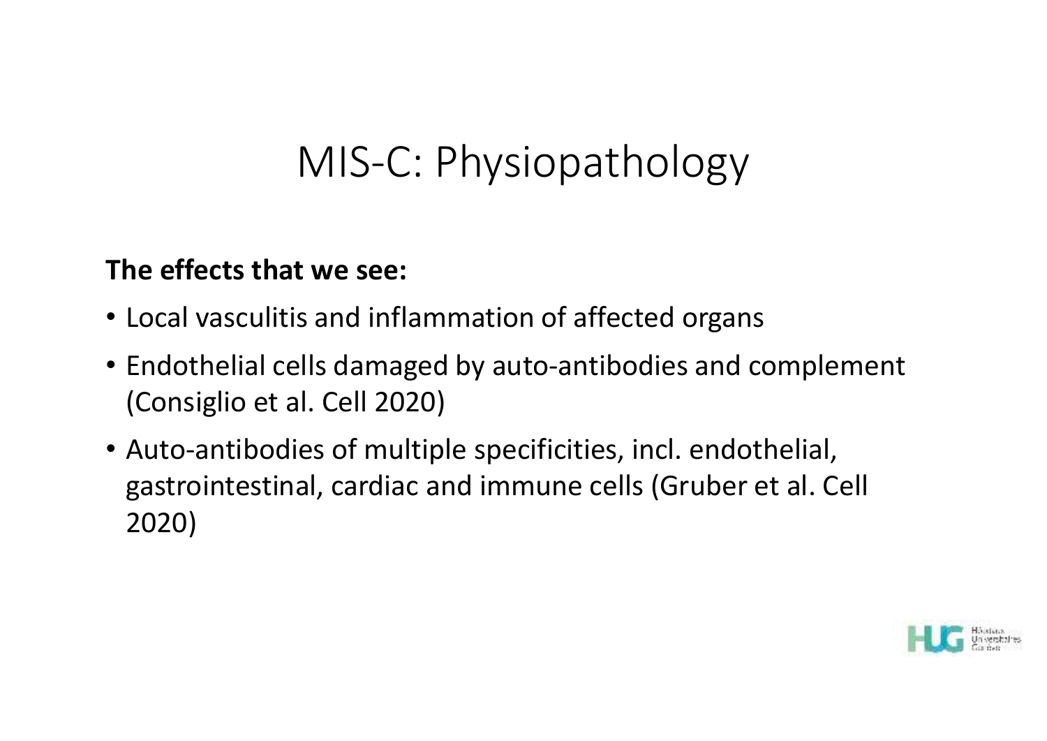# MIS-C: Physiopathology

**The effects that we see:**

- Local vasculitis and inflammation of affected organs
- Endothelial cells damaged by auto-antibodies and complement (Consiglio et al. Cell 2020)
- Auto-antibodies of multiple specificities, incl. endothelial, gastrointestinal, cardiac and immune cells (Gruber et al. Cell 2020)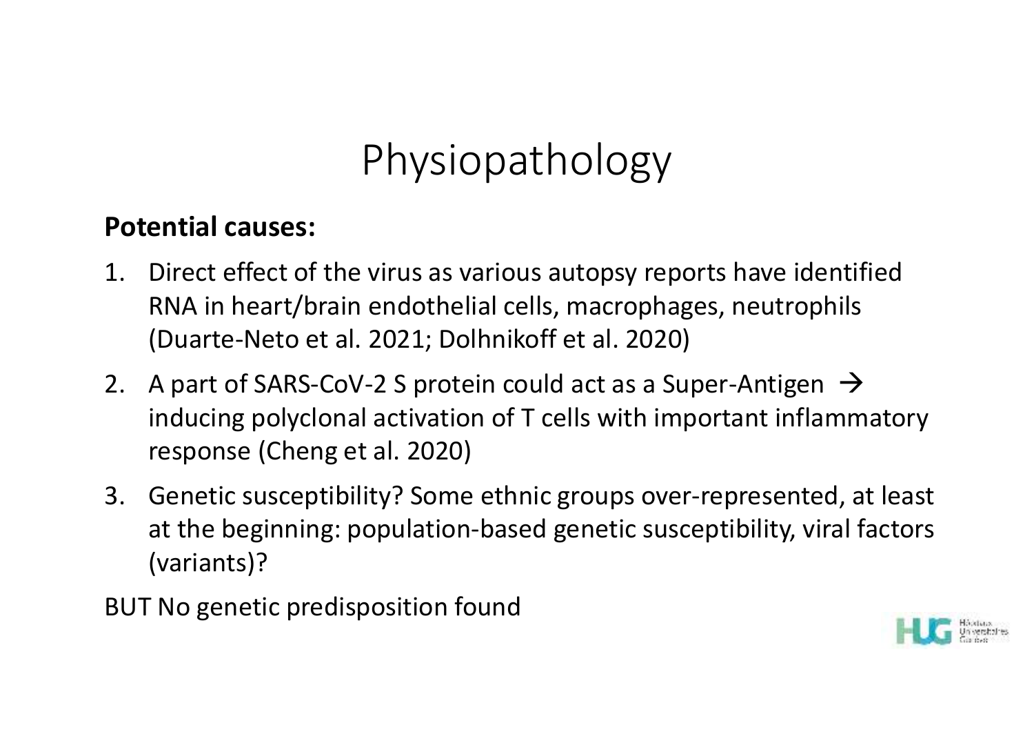# Physiopathology

**Potential causes:**

1. Direct effect of the virus as various autopsy reports have identified RNA in heart/brain endothelial cells, macrophages, neutrophils (Duarte-Neto et al. 2021; Dolhnikoff et al. 2020)
2. A part of SARS-CoV-2 S protein could act as a Super-Antigen → inducing polyclonal activation of T cells with important inflammatory response (Cheng et al. 2020)
3. Genetic susceptibility? Some ethnic groups over-represented, at least at the beginning: population-based genetic susceptibility, viral factors (variants)?

BUT No genetic predisposition found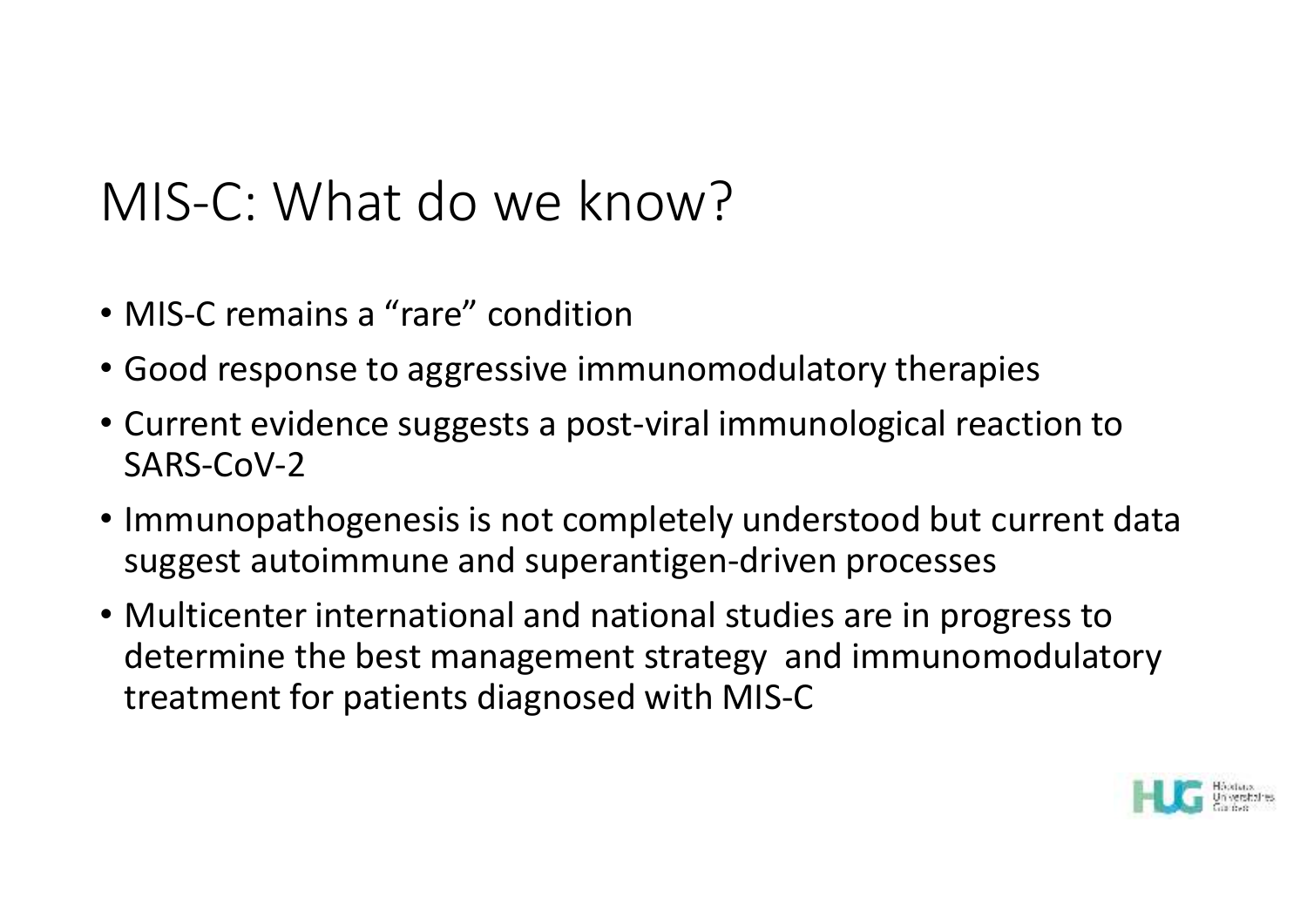# MIS-C: What do we know?

- MIS-C remains a “rare” condition
- Good response to aggressive immunomodulatory therapies
- Current evidence suggests a post-viral immunological reaction to SARS-CoV-2
- Immunopathogenesis is not completely understood but current data suggest autoimmune and superantigen-driven processes
- Multicenter international and national studies are in progress to determine the best management strategy and immunomodulatory treatment for patients diagnosed with MIS-C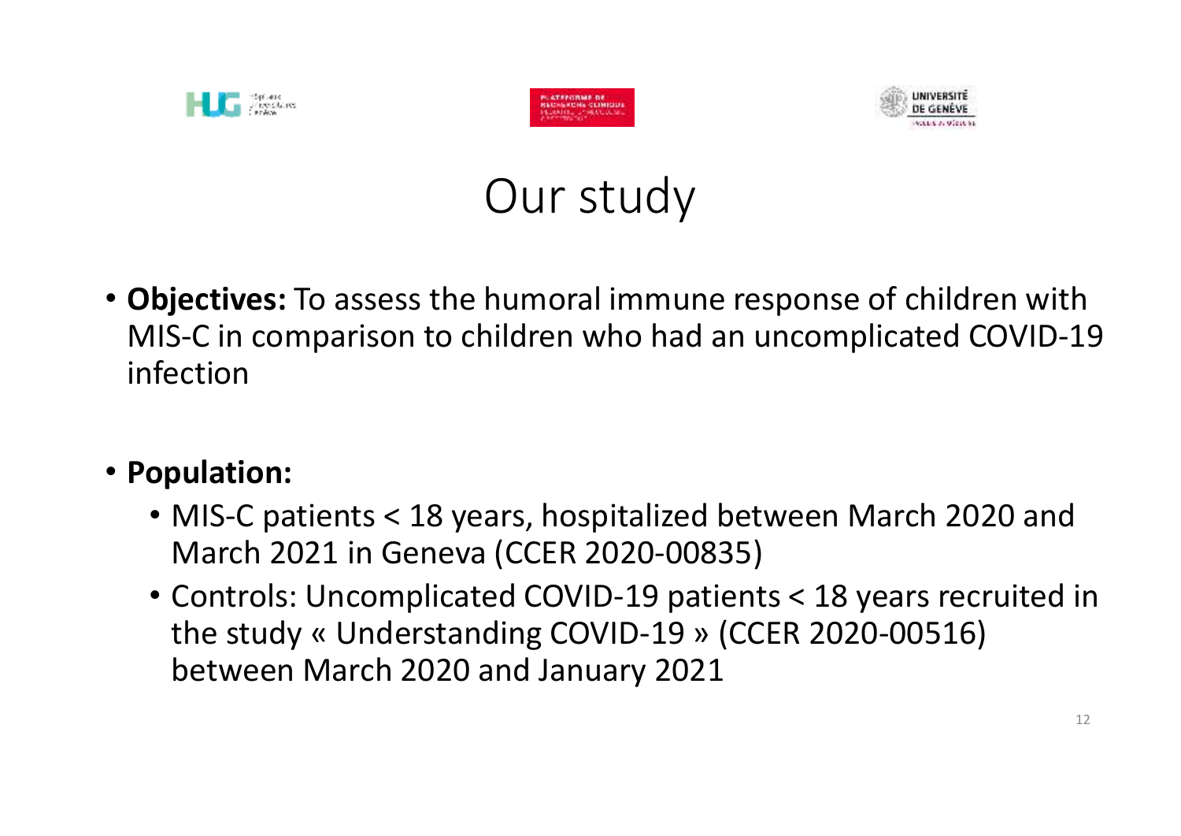# Our study

- **Objectives:** To assess the humoral immune response of children with MIS-C in comparison to children who had an uncomplicated COVID-19 infection

- **Population:**
  - MIS-C patients < 18 years, hospitalized between March 2020 and March 2021 in Geneva (CCER 2020-00835)
  - Controls: Uncomplicated COVID-19 patients < 18 years recruited in the study « Understanding COVID-19 » (CCER 2020-00516) between March 2020 and January 2021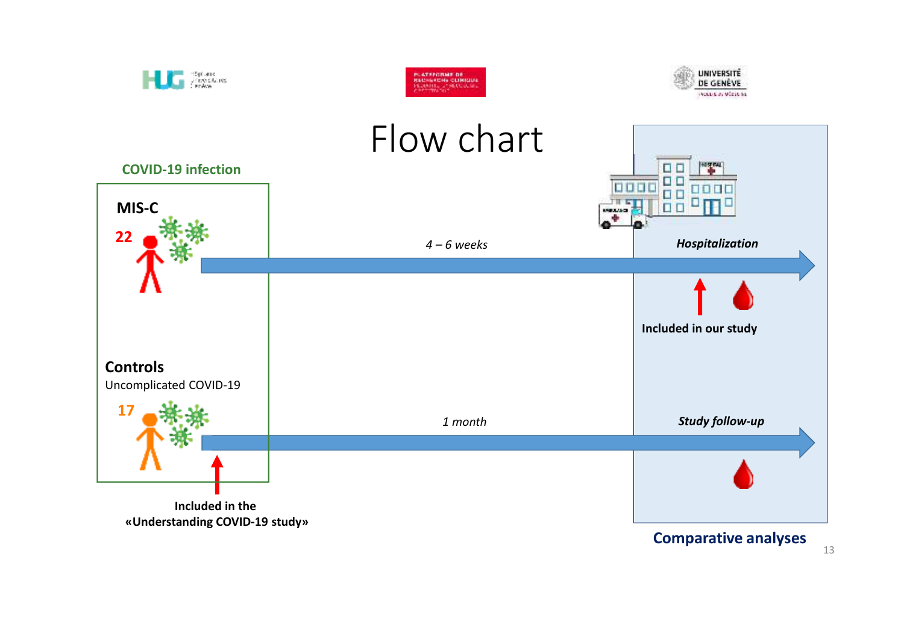# Flow chart

**COVID-19 infection**

**MIS-C**

22

*4 – 6 weeks*

***Hospitalization***

**Included in our study**

**Controls**

Uncomplicated COVID-19

17

*1 month*

***Study follow-up***

**Included in the «Understanding COVID-19 study»**

**Comparative analyses**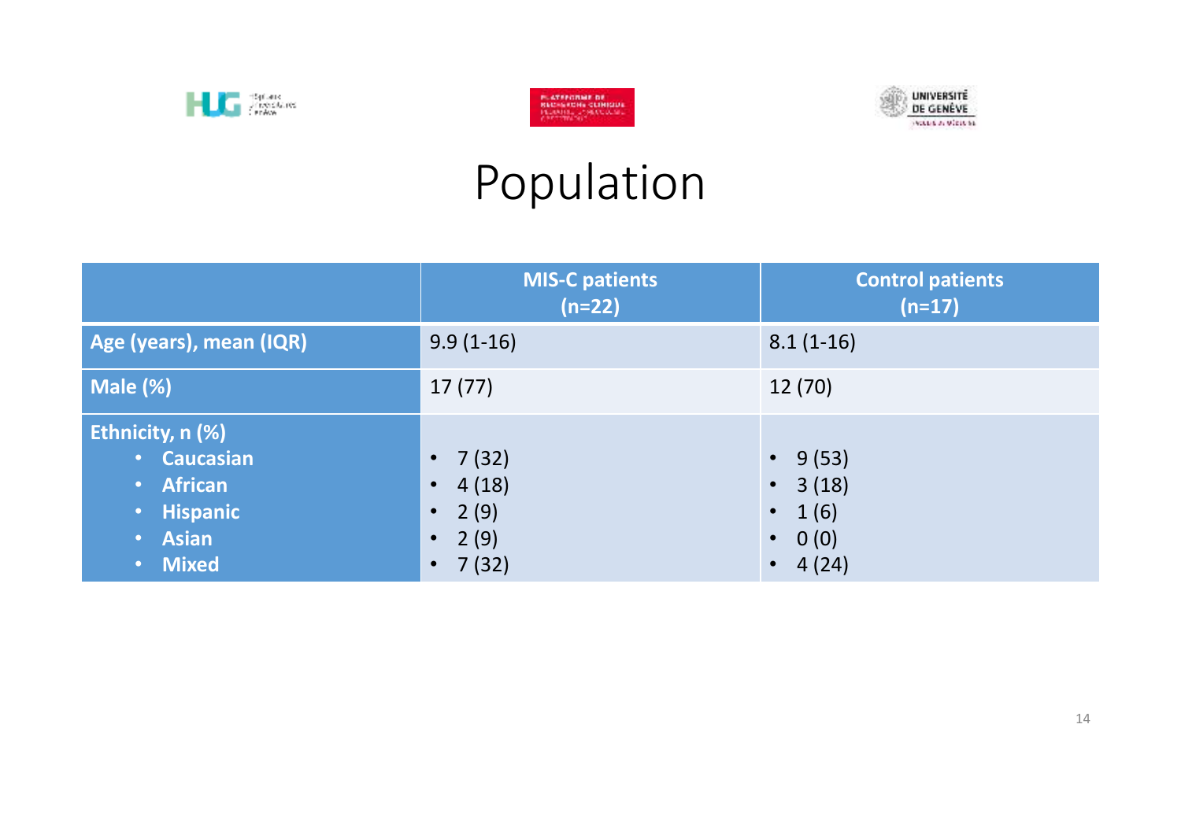# Population

| | MIS-C patients (n=22) | Control patients (n=17) |
|---|---|---|
| **Age (years), mean (IQR)** | 9.9 (1-16) | 8.1 (1-16) |
| **Male (%)** | 17 (77) | 12 (70) |
| **Ethnicity, n (%)** | | |
| • **Caucasian** | • 7 (32) | • 9 (53) |
| • **African** | • 4 (18) | • 3 (18) |
| • **Hispanic** | • 2 (9) | • 1 (6) |
| • **Asian** | • 2 (9) | • 0 (0) |
| • **Mixed** | • 7 (32) | • 4 (24) |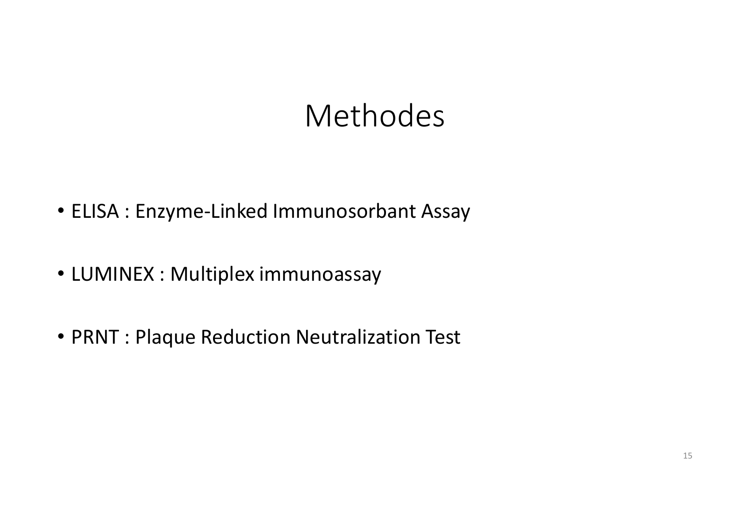# Methodes

- ELISA : Enzyme-Linked Immunosorbant Assay
- LUMINEX : Multiplex immunoassay
- PRNT : Plaque Reduction Neutralization Test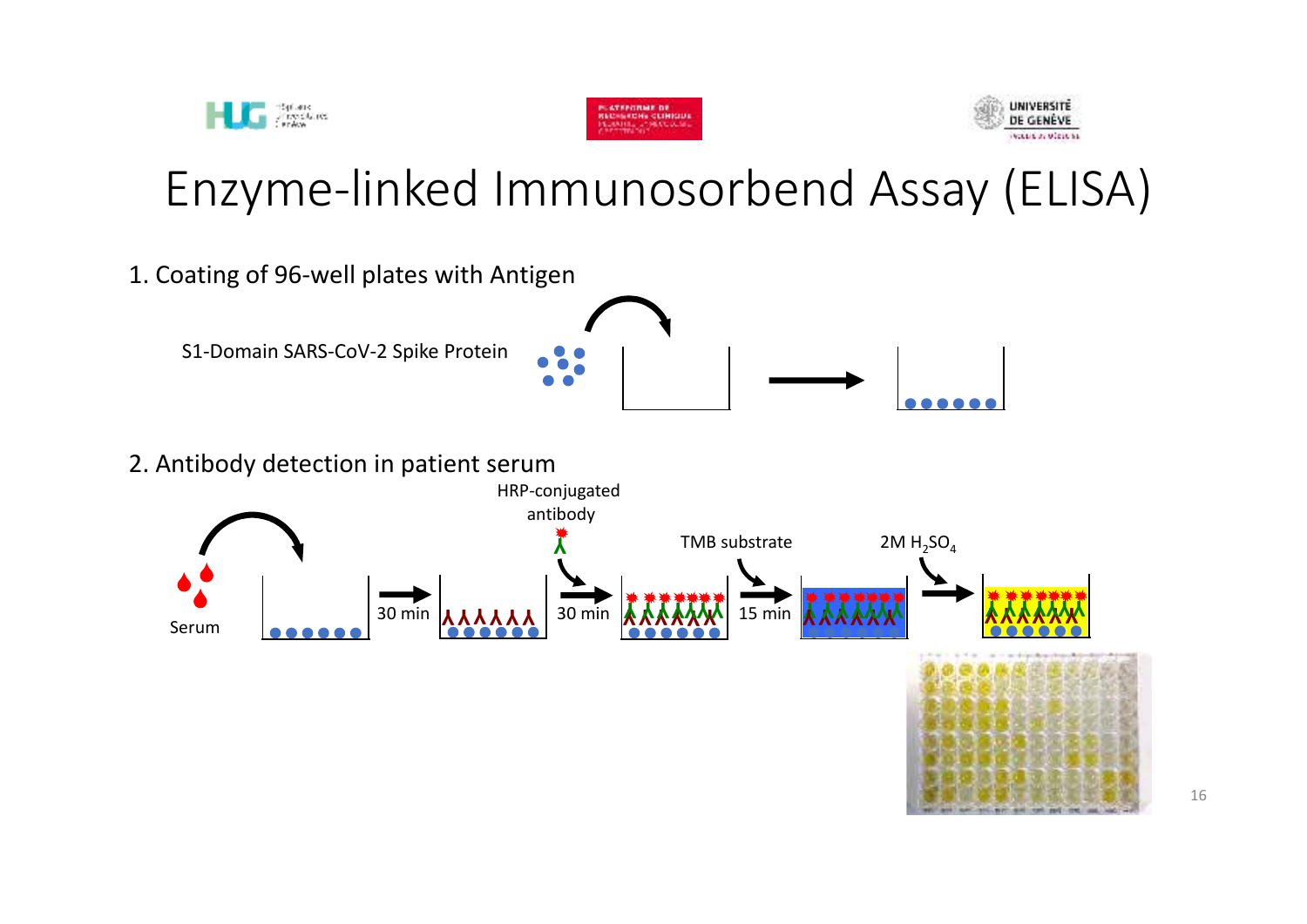# Enzyme-linked Immunosorbend Assay (ELISA)

1. Coating of 96-well plates with Antigen

S1-Domain SARS-CoV-2 Spike Protein

2. Antibody detection in patient serum

Serum → 30 min → HRP-conjugated antibody → 30 min → TMB substrate → 15 min → 2M $H_2SO_4$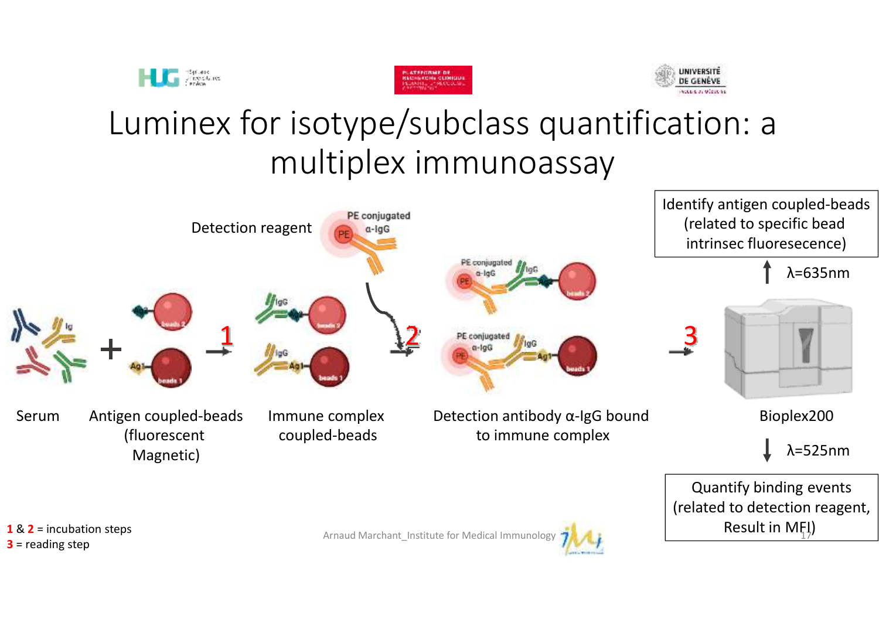# Luminex for isotype/subclass quantification: a multiplex immunoassay

Detection reagent

PE conjugated α-IgG

Serum + Antigen coupled-beads (fluorescent Magnetic) → 1 → Immune complex coupled-beads → 2 → Detection antibody α-IgG bound to immune complex → 3 → Bioplex200

Identify antigen coupled-beads (related to specific bead intrinsec fluoresecence)

λ=635nm

λ=525nm

Quantify binding events (related to detection reagent, Result in MFI)

**1** & **2** = incubation steps
**3** = reading step

Arnaud Marchant_Institute for Medical Immunology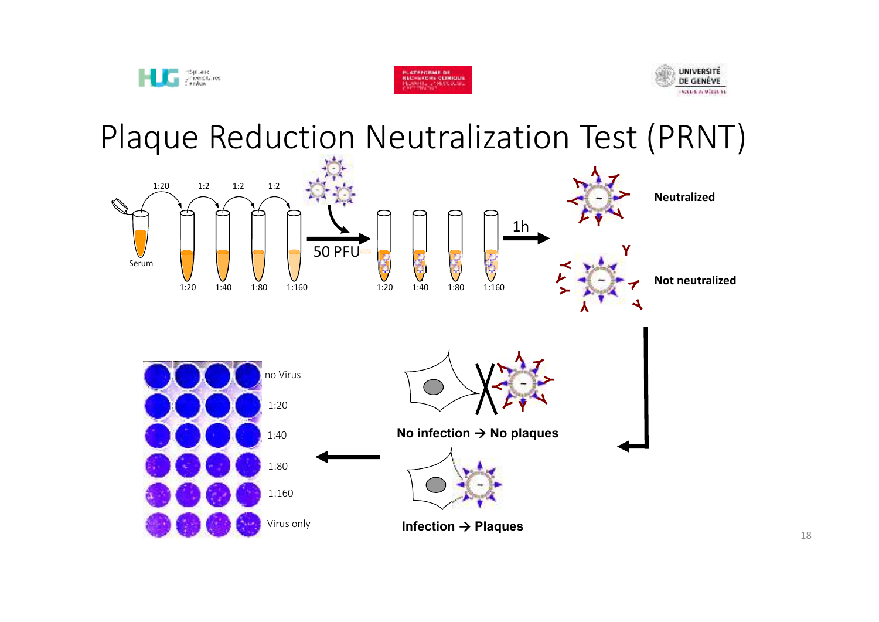# Plaque Reduction Neutralization Test (PRNT)

1:20 &nbsp; 1:2 &nbsp; 1:2 &nbsp; 1:2

Serum &nbsp; 1:20 &nbsp; 1:40 &nbsp; 1:80 &nbsp; 1:160

50 PFU

1:20 &nbsp; 1:40 &nbsp; 1:80 &nbsp; 1:160

1h

**Neutralized**

**Not neutralized**

no Virus

1:20

1:40

1:80

1:160

Virus only

**No infection → No plaques**

**Infection → Plaques**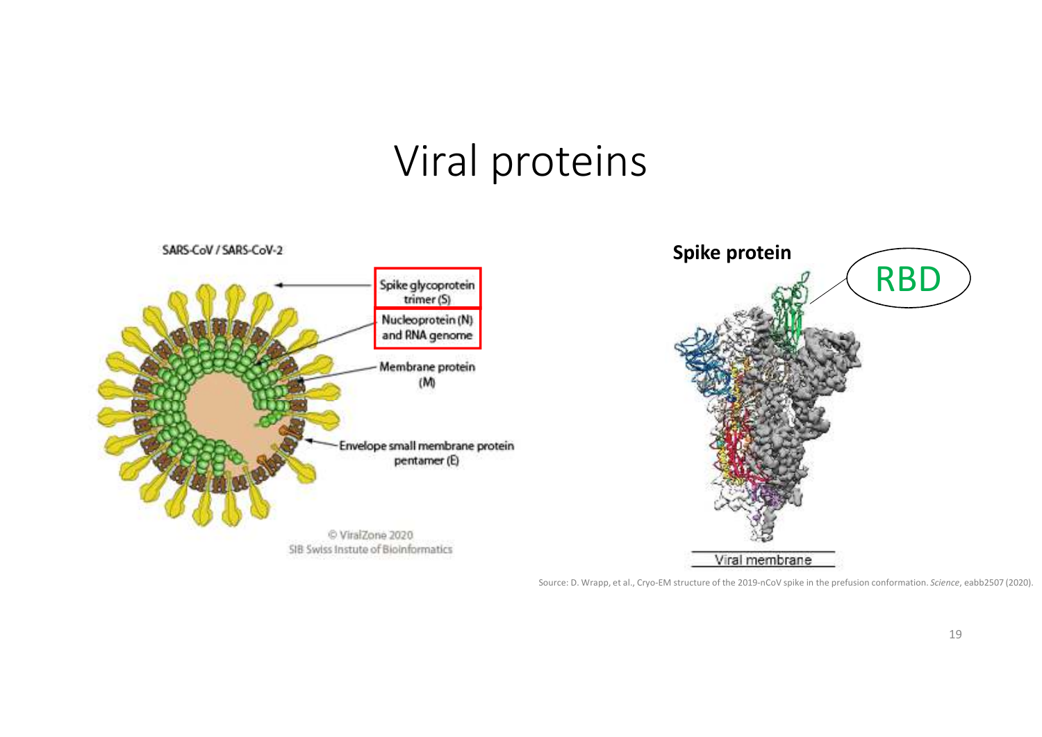# Viral proteins

SARS-CoV / SARS-CoV-2

Spike glycoprotein trimer (S)

Nucleoprotein (N) and RNA genome

Membrane protein (M)

Envelope small membrane protein pentamer (E)

© ViralZone 2020
SIB Swiss Instute of Bioinformatics

**Spike protein**

RBD

Viral membrane

Source: D. Wrapp, et al., Cryo-EM structure of the 2019-nCoV spike in the prefusion conformation. *Science*, eabb2507 (2020).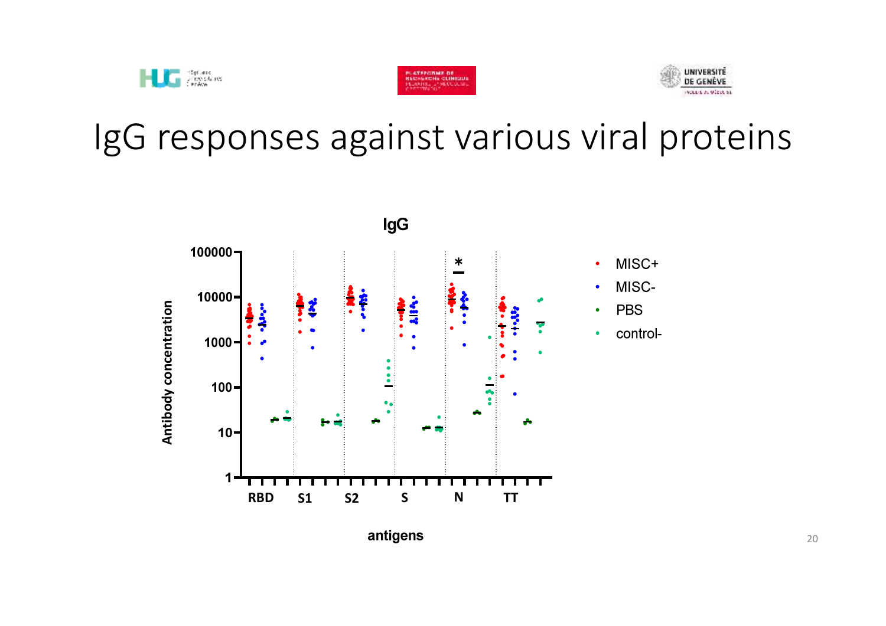# IgG responses against various viral proteins

**IgG**

Antibody concentration

antigens

RBD S1 S2 S N TT

MISC+
MISC-
PBS
control-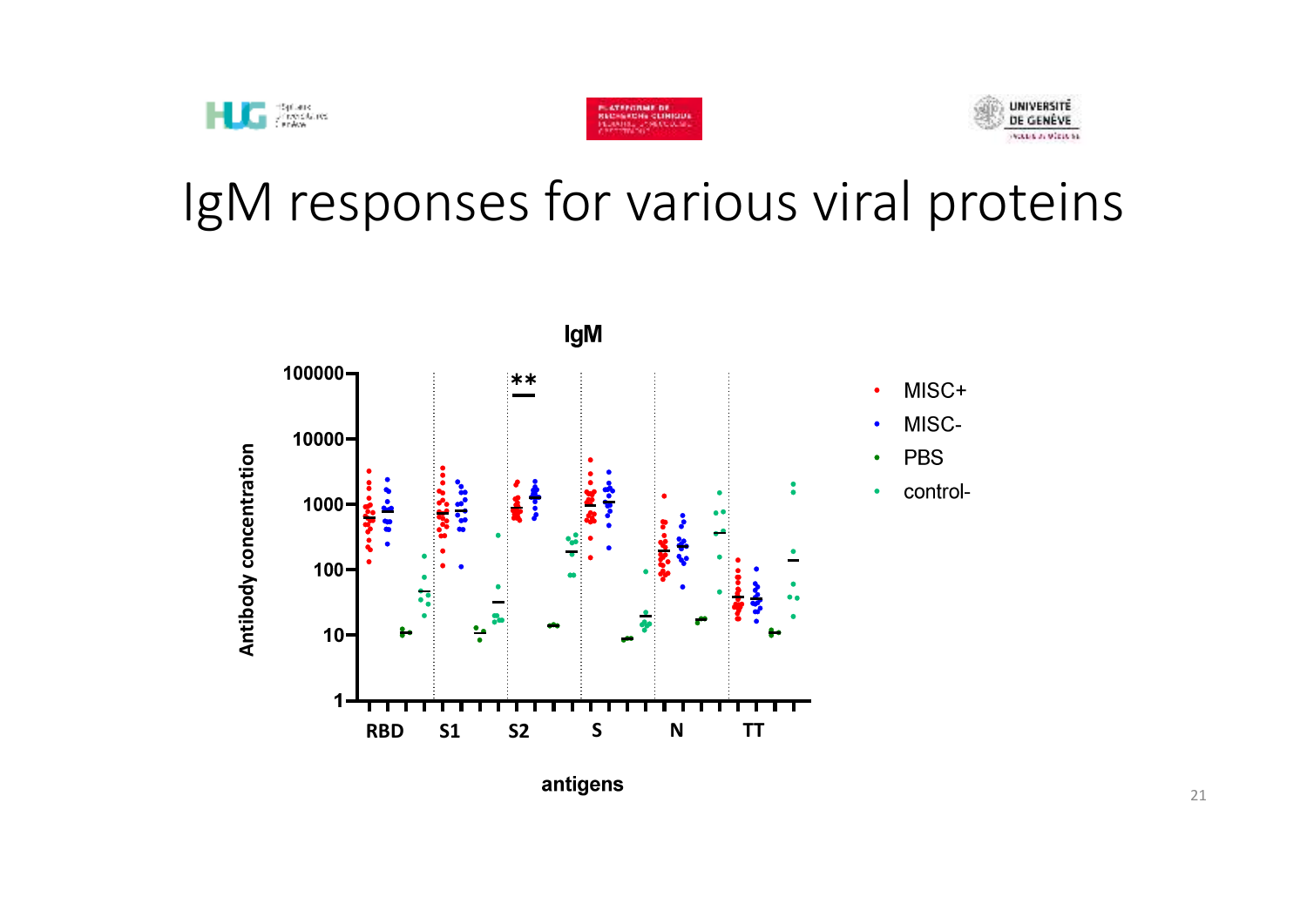# IgM responses for various viral proteins

IgM

Antibody concentration

100000
10000
1000
100
10
1

RBD S1 S2 S S N TT

**

antigens

- MISC+
- MISC-
- PBS
- control-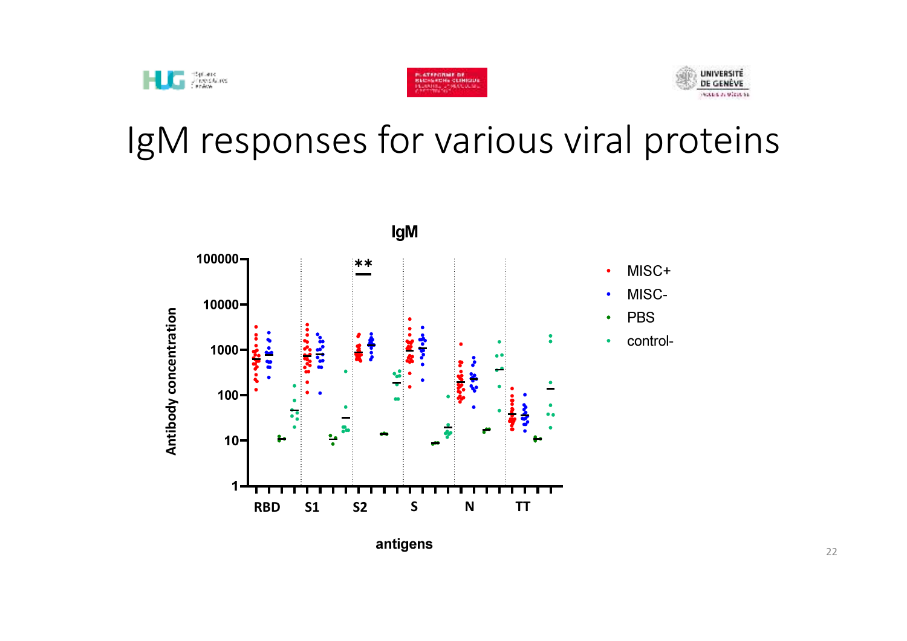# IgM responses for various viral proteins

IgM

Antibody concentration

100000
10000
1000
100
10
1

\*\*

RBD S1 S2 S S N TT

antigens

- MISC+
- MISC-
- PBS
- control-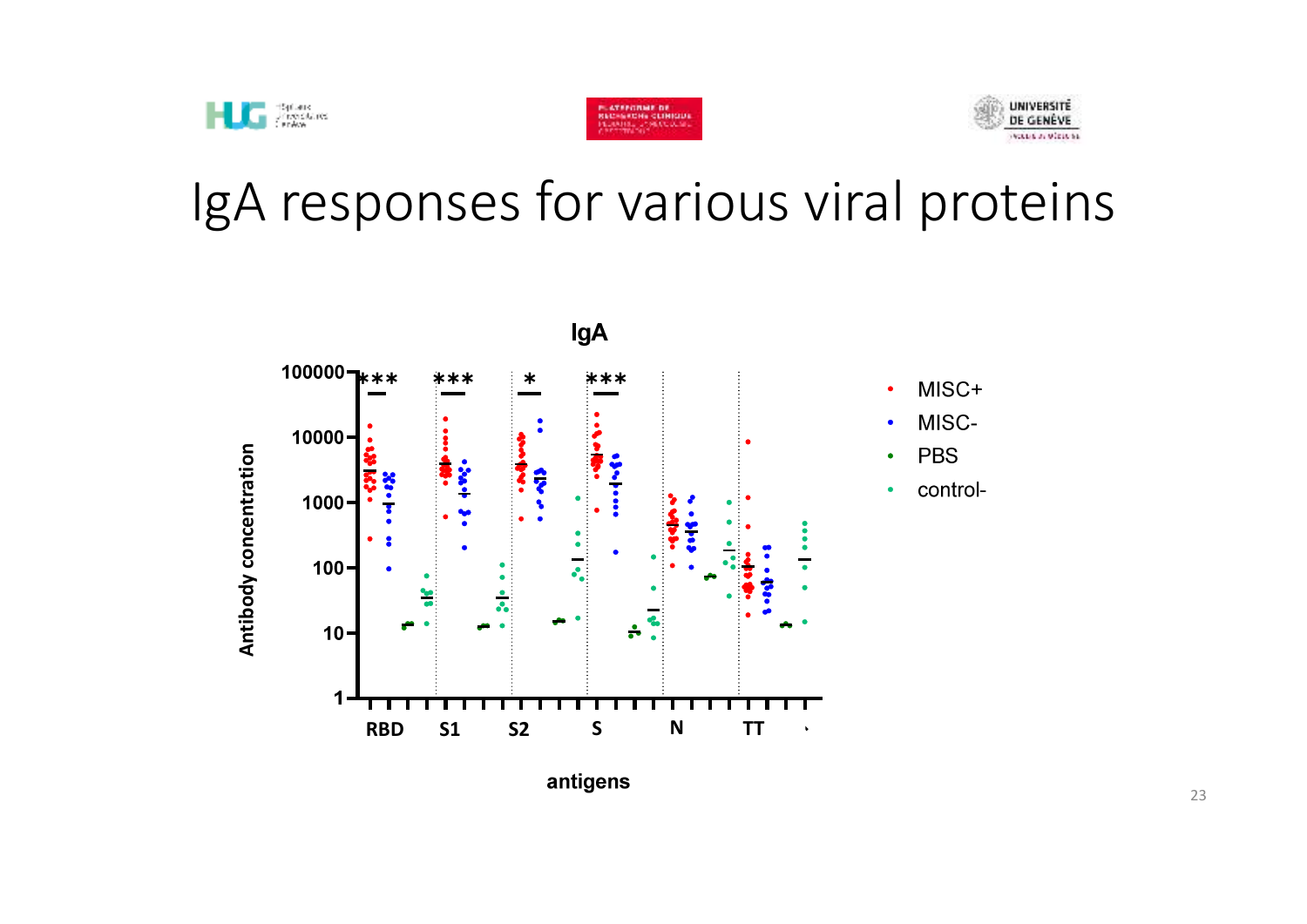# IgA responses for various viral proteins

**IgA**

| | |
|---|---|
| Antibody concentration | 1 – 100000 (log scale) |
| antigens | RBD, S1, S2, S, N, TT |

Legend: MISC+, MISC-, PBS, control-

Significance: RBD ***, S1 ***, S2 *, S ***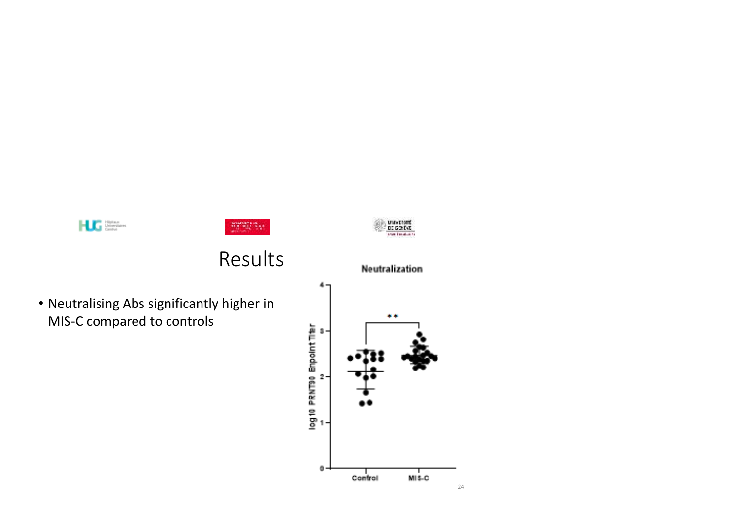# Results

- Neutralising Abs significantly higher in MIS-C compared to controls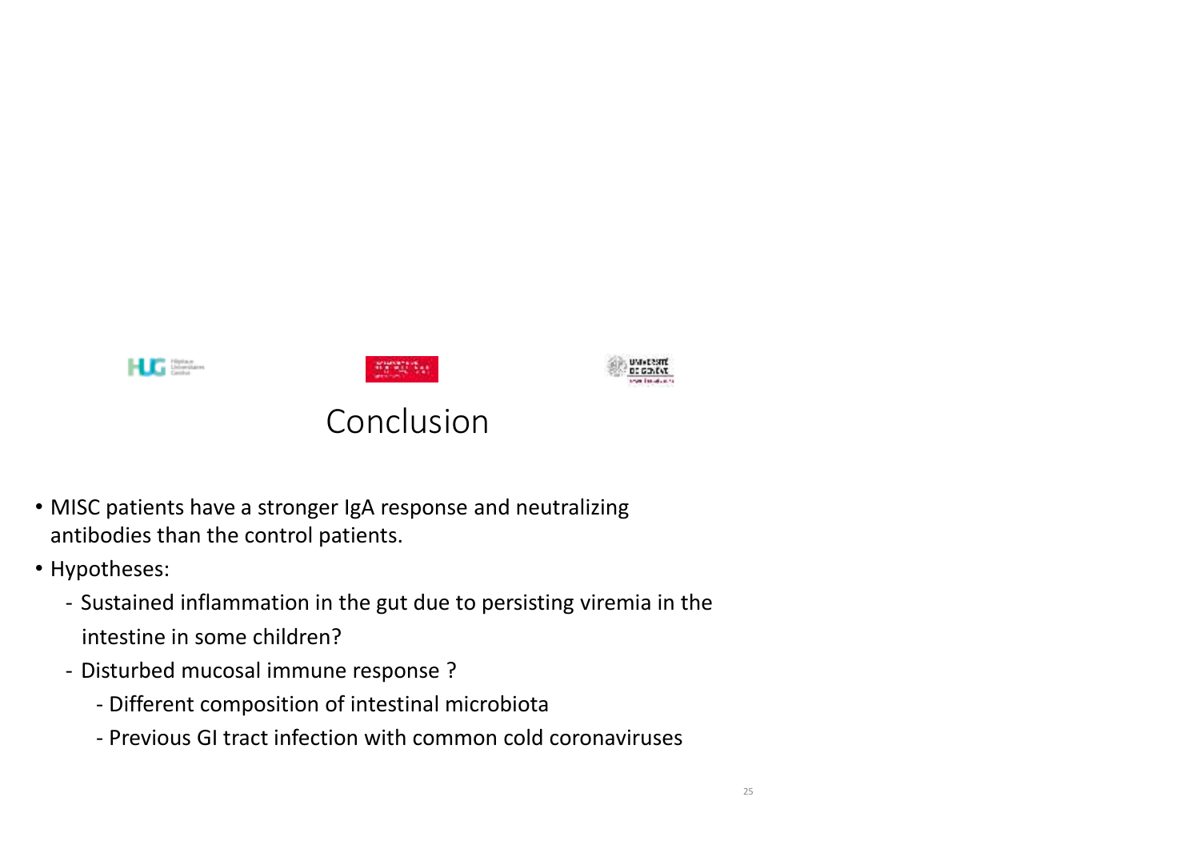# Conclusion

- MISC patients have a stronger IgA response and neutralizing antibodies than the control patients.
- Hypotheses:
  - Sustained inflammation in the gut due to persisting viremia in the intestine in some children?
  - Disturbed mucosal immune response ?
    - Different composition of intestinal microbiota
    - Previous GI tract infection with common cold coronaviruses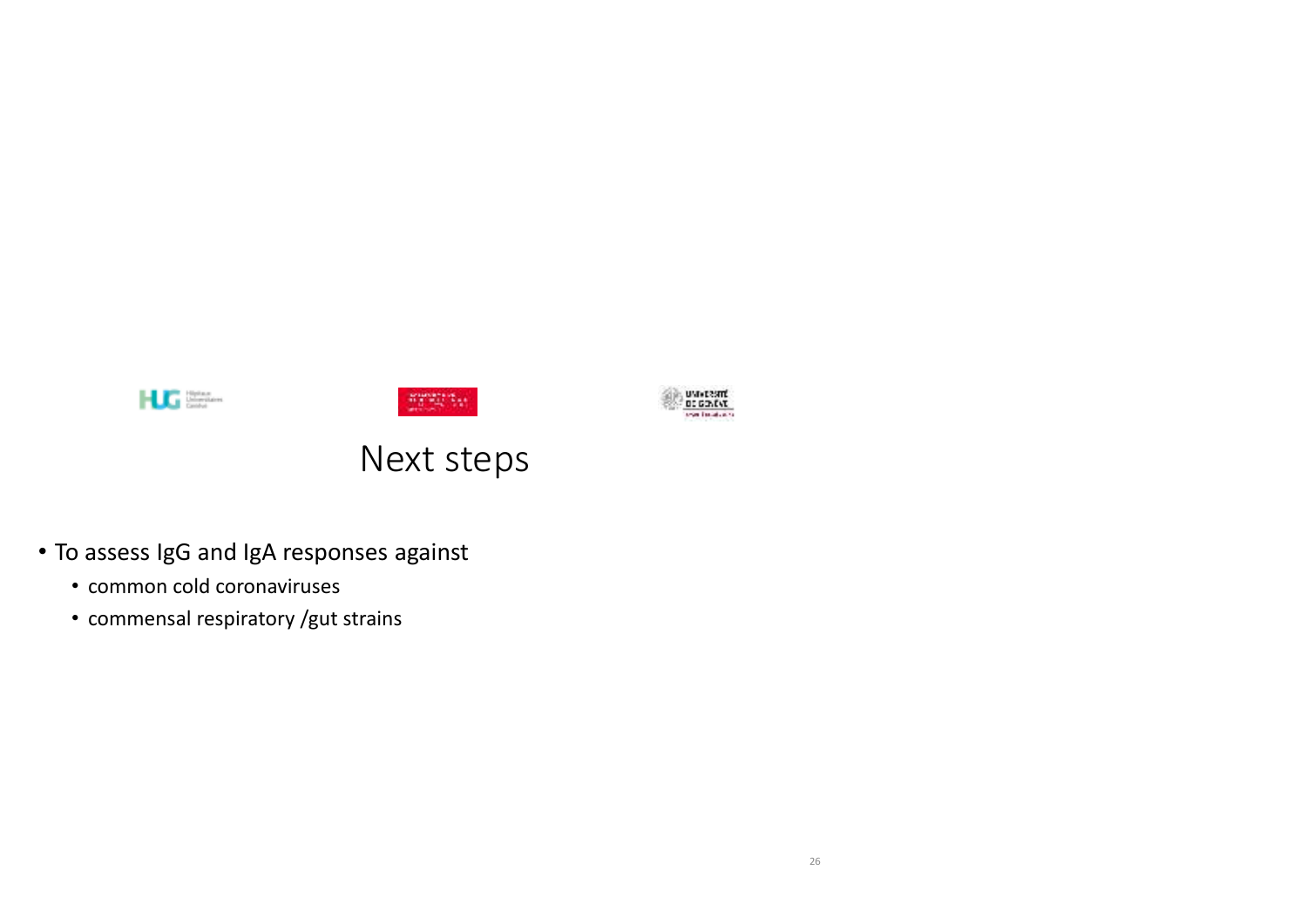# Next steps

- To assess IgG and IgA responses against
  - common cold coronaviruses
  - commensal respiratory /gut strains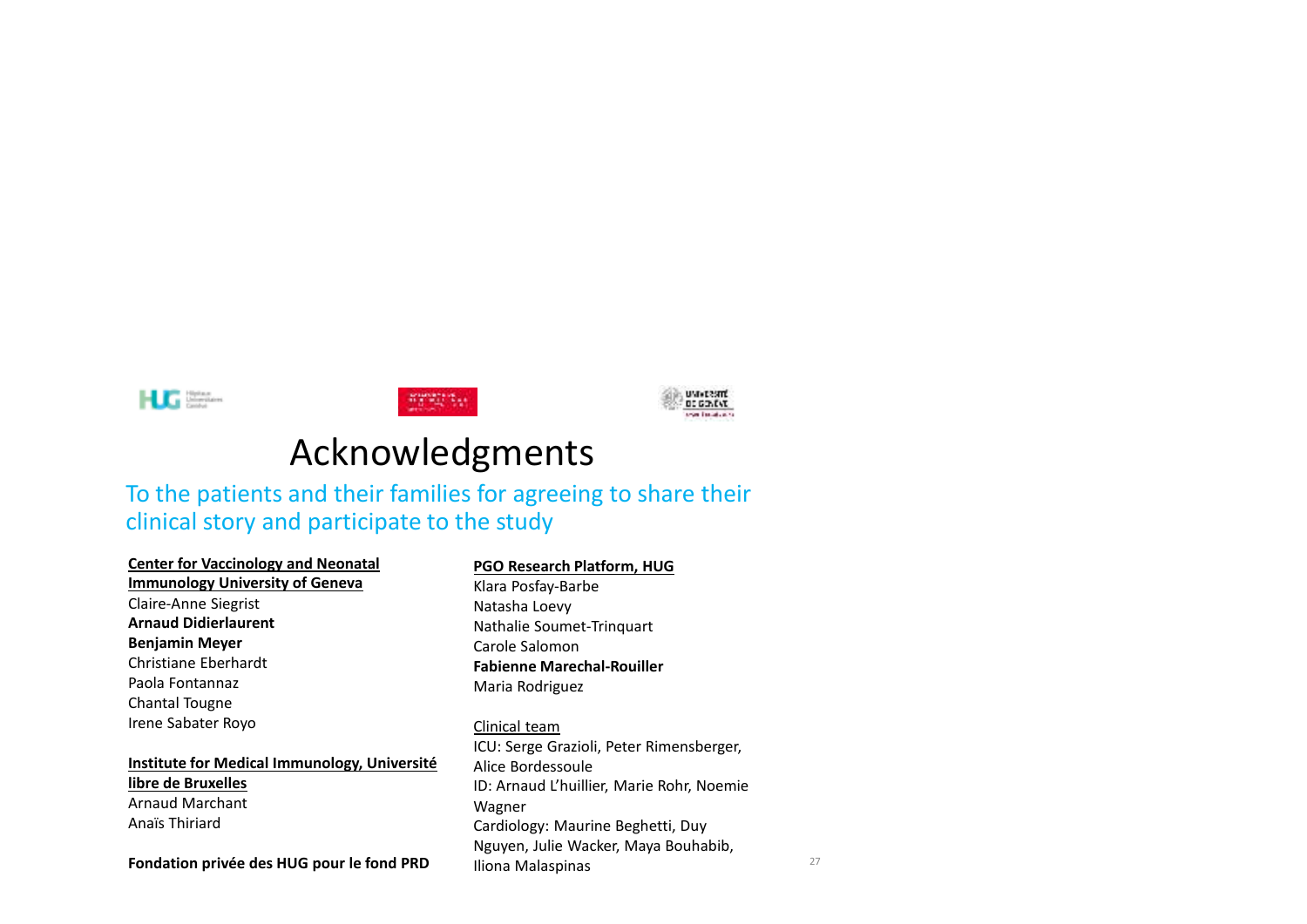# Acknowledgments

To the patients and their families for agreeing to share their clinical story and participate to the study

**Center for Vaccinology and Neonatal Immunology University of Geneva**

Claire-Anne Siegrist
**Arnaud Didierlaurent**
**Benjamin Meyer**
Christiane Eberhardt
Paola Fontannaz
Chantal Tougne
Irene Sabater Royo

**Institute for Medical Immunology, Université libre de Bruxelles**

Arnaud Marchant
Anaïs Thiriard

**Fondation privée des HUG pour le fond PRD**

**PGO Research Platform, HUG**

Klara Posfay-Barbe
Natasha Loevy
Nathalie Soumet-Trinquart
Carole Salomon
**Fabienne Marechal-Rouiller**
Maria Rodriguez

Clinical team

ICU: Serge Grazioli, Peter Rimensberger, Alice Bordessoule
ID: Arnaud L'huillier, Marie Rohr, Noemie Wagner
Cardiology: Maurine Beghetti, Duy Nguyen, Julie Wacker, Maya Bouhabib, Iliona Malaspinas